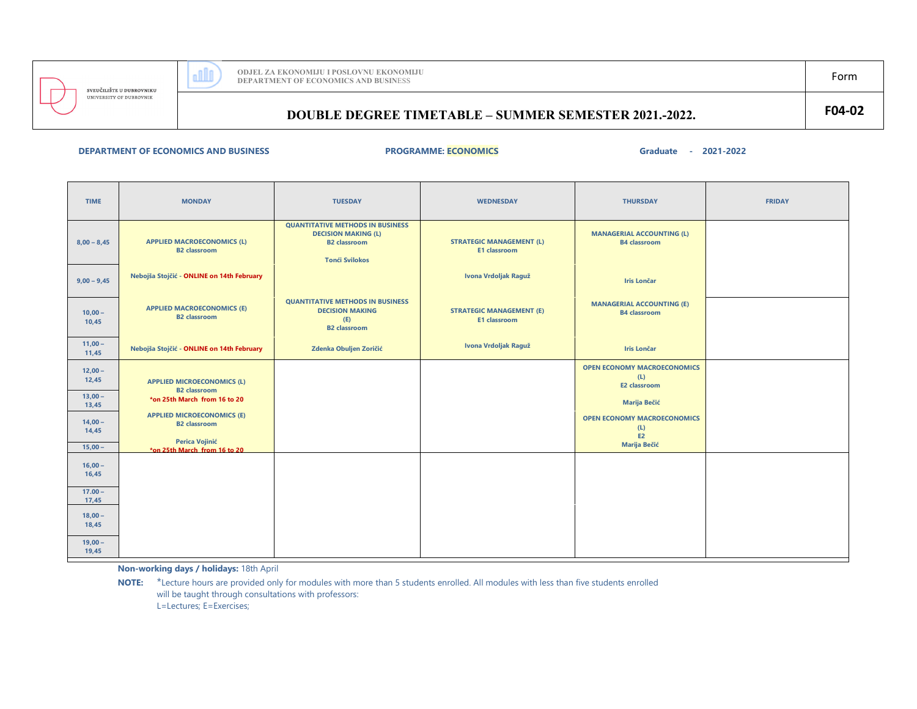SVEUČILIŠTE U DUBROVNIKU
UNIVERSITY OF DUBROVNIK

ODJEL ZA EKONOMIJU I POSLOVNU EKONOMIJU
DEPARTMENT OF ECONOMICS AND BUSINESS

Form

F04-02

# DOUBLE DEGREE TIMETABLE – SUMMER SEMESTER 2021.-2022.

**DEPARTMENT OF ECONOMICS AND BUSINESS** **PROGRAMME: ECONOMICS** **Graduate - 2021-2022**

| TIME | MONDAY | TUESDAY | WEDNESDAY | THURSDAY | FRIDAY |
|---|---|---|---|---|---|
| 8,00 – 8,45 | **APPLIED MACROECONOMICS (L)** B2 classroom | **QUANTITATIVE METHODS IN BUSINESS DECISION MAKING (L)** B2 classroom Tonći Svilokos | **STRATEGIC MANAGEMENT (L)** E1 classroom | **MANAGERIAL ACCOUNTING (L)** B4 classroom | |
| 9,00 – 9,45 | Nebojša Stojčić - ONLINE on 14th February | | Ivona Vrdoljak Raguž | Iris Lončar | |
| 10,00 – 10,45 | **APPLIED MACROECONOMICS (E)** B2 classroom | **QUANTITATIVE METHODS IN BUSINESS DECISION MAKING (E)** B2 classroom | **STRATEGIC MANAGEMENT (E)** E1 classroom | **MANAGERIAL ACCOUNTING (E)** B4 classroom | |
| 11,00 – 11,45 | Nebojša Stojčić - ONLINE on 14th February | Zdenka Obuljen Zoričić | Ivona Vrdoljak Raguž | Iris Lončar | |
| 12,00 – 12,45 | **APPLIED MICROECONOMICS (L)** B2 classroom *on 25th March from 16 to 20 | | | **OPEN ECONOMY MACROECONOMICS (L)** E2 classroom | |
| 13,00 – 13,45 | | | | Marija Bečić | |
| 14,00 – 14,45 | **APPLIED MICROECONOMICS (E)** B2 classroom | | | **OPEN ECONOMY MACROECONOMICS (L)** E2 | |
| 15,00 – | Perica Vojinić *on 25th March from 16 to 20 | | | Marija Bečić | |
| 16,00 – 16,45 | | | | | |
| 17.00 – 17,45 | | | | | |
| 18,00 – 18,45 | | | | | |
| 19,00 – 19,45 | | | | | |

**Non-working days / holidays:** 18th April

**NOTE:** *Lecture hours are provided only for modules with more than 5 students enrolled. All modules with less than five students enrolled will be taught through consultations with professors:
L=Lectures; E=Exercises;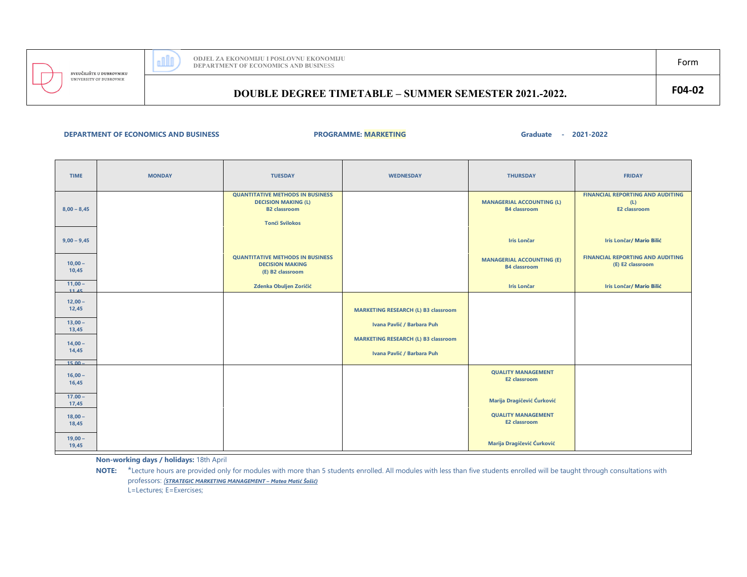SVEUČILIŠTE U DUBROVNIKU
UNIVERSITY OF DUBROVNIK

ODJEL ZA EKONOMIJU I POSLOVNU EKONOMIJU
DEPARTMENT OF ECONOMICS AND BUSINESS

Form **F04-02**

# DOUBLE DEGREE TIMETABLE – SUMMER SEMESTER 2021.-2022.

**DEPARTMENT OF ECONOMICS AND BUSINESS** | **PROGRAMME: MARKETING** | **Graduate - 2021-2022**

| TIME | MONDAY | TUESDAY | WEDNESDAY | THURSDAY | FRIDAY |
|---|---|---|---|---|---|
| 8,00 – 8,45 | | QUANTITATIVE METHODS IN BUSINESS DECISION MAKING (L) B2 classroom Tonći Svilokos | | MANAGERIAL ACCOUNTING (L) B4 classroom | FINANCIAL REPORTING AND AUDITING (L) E2 classroom |
| 9,00 – 9,45 | | | | Iris Lončar | Iris Lončar/ Mario Bilić |
| 10,00 – 10,45 | | QUANTITATIVE METHODS IN BUSINESS DECISION MAKING (E) B2 classroom | | MANAGERIAL ACCOUNTING (E) B4 classroom | FINANCIAL REPORTING AND AUDITING (E) E2 classroom |
| 11,00 – 11,45 | | Zdenka Obuljen Zoričić | | Iris Lončar | Iris Lončar/ Mario Bilić |
| 12,00 – 12,45 | | | MARKETING RESEARCH (L) B3 classroom | | |
| 13,00 – 13,45 | | | Ivana Pavlić / Barbara Puh | | |
| 14,00 – 14,45 | | | MARKETING RESEARCH (L) B3 classroom | | |
| 15,00 – | | | Ivana Pavlić / Barbara Puh | | |
| 16,00 – 16,45 | | | | QUALITY MANAGEMENT E2 classroom | |
| 17.00 – 17,45 | | | | Marija Dragičević Ćurković | |
| 18,00 – 18,45 | | | | QUALITY MANAGEMENT E2 classroom | |
| 19,00 – 19,45 | | | | Marija Dragičević Ćurković | |

**Non-working days / holidays:** 18th April

**NOTE:** *Lecture hours are provided only for modules with more than 5 students enrolled. All modules with less than five students enrolled will be taught through consultations with professors: ***(STRATEGIC MARKETING MANAGEMENT – Matea Matić Šošić)***

L=Lectures; E=Exercises;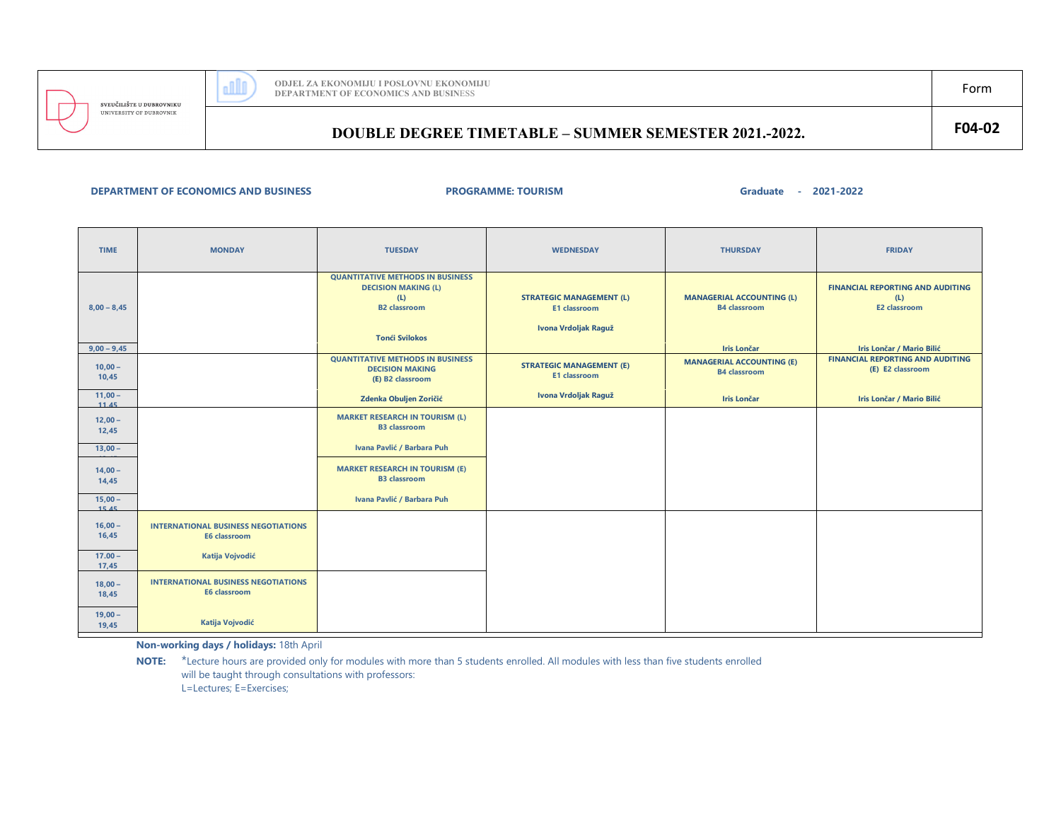SVEUČILIŠTE U DUBROVNIKU
UNIVERSITY OF DUBROVNIK

ODJEL ZA EKONOMIJU I POSLOVNU EKONOMIJU
DEPARTMENT OF ECONOMICS AND BUSINESS

Form

# DOUBLE DEGREE TIMETABLE – SUMMER SEMESTER 2021.-2022.

F04-02

**DEPARTMENT OF ECONOMICS AND BUSINESS** **PROGRAMME: TOURISM** **Graduate - 2021-2022**

| TIME | MONDAY | TUESDAY | WEDNESDAY | THURSDAY | FRIDAY |
|---|---|---|---|---|---|
| 8,00 – 8,45 | | QUANTITATIVE METHODS IN BUSINESS DECISION MAKING (L) (L) B2 classroom Tonći Svilokos | STRATEGIC MANAGEMENT (L) E1 classroom Ivona Vrdoljak Raguž | MANAGERIAL ACCOUNTING (L) B4 classroom Iris Lončar | FINANCIAL REPORTING AND AUDITING (L) E2 classroom Iris Lončar / Mario Bilić |
| 9,00 – 9,45 | | | | | |
| 10,00 – 10,45 | | QUANTITATIVE METHODS IN BUSINESS DECISION MAKING (E) B2 classroom Zdenka Obuljen Zoričić | STRATEGIC MANAGEMENT (E) E1 classroom Ivona Vrdoljak Raguž | MANAGERIAL ACCOUNTING (E) B4 classroom Iris Lončar | FINANCIAL REPORTING AND AUDITING (E) E2 classroom Iris Lončar / Mario Bilić |
| 11,00 – 11,45 | | | | | |
| 12,00 – 12,45 | | MARKET RESEARCH IN TOURISM (L) B3 classroom Ivana Pavlić / Barbara Puh | | | |
| 13,00 – 13,45 | | | | | |
| 14,00 – 14,45 | | MARKET RESEARCH IN TOURISM (E) B3 classroom Ivana Pavlić / Barbara Puh | | | |
| 15,00 – 15,45 | | | | | |
| 16,00 – 16,45 | INTERNATIONAL BUSINESS NEGOTIATIONS E6 classroom Katija Vojvodić | | | | |
| 17.00 – 17,45 | | | | | |
| 18,00 – 18,45 | INTERNATIONAL BUSINESS NEGOTIATIONS E6 classroom Katija Vojvodić | | | | |
| 19,00 – 19,45 | | | | | |

**Non-working days / holidays:** 18th April

**NOTE:** *Lecture hours are provided only for modules with more than 5 students enrolled. All modules with less than five students enrolled will be taught through consultations with professors:
L=Lectures; E=Exercises;